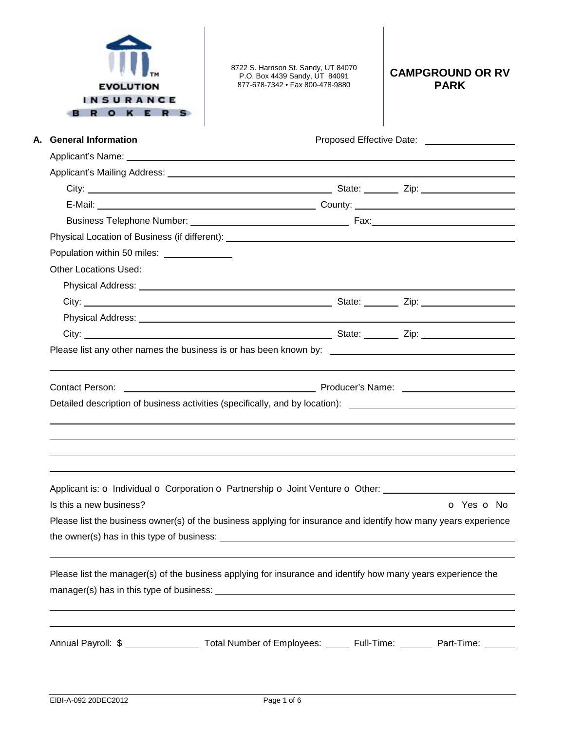EVOLUTION INSURANCE BROKERS

8722 S. Harrison St. Sandy, UT 84070
P.O. Box 4439 Sandy, UT 84091
877-678-7342 • Fax 800-478-9880

# CAMPGROUND OR RV PARK

## A. General Information

Proposed Effective Date: ________________

Applicant's Name: ________________

Applicant's Mailing Address: ________________

City: ________________ State: ________ Zip: ________________

E-Mail: ________________ County: ________________

Business Telephone Number: ________________ Fax: ________________

Physical Location of Business (if different): ________________

Population within 50 miles: ____________

Other Locations Used:

Physical Address: ________________

City: ________________ State: ________ Zip: ________________

Physical Address: ________________

City: ________________ State: ________ Zip: ________________

Please list any other names the business is or has been known by: ________________

Contact Person: ________________ Producer's Name: ________________

Detailed description of business activities (specifically, and by location): ________________

Applicant is: o Individual o Corporation o Partnership o Joint Venture o Other: ________________

Is this a new business? o Yes o No

Please list the business owner(s) of the business applying for insurance and identify how many years experience the owner(s) has in this type of business: ________________

Please list the manager(s) of the business applying for insurance and identify how many years experience the manager(s) has in this type of business: ________________

Annual Payroll: $ ____________ Total Number of Employees: ______ Full-Time: ______ Part-Time: ______

EIBI-A-092 20DEC2012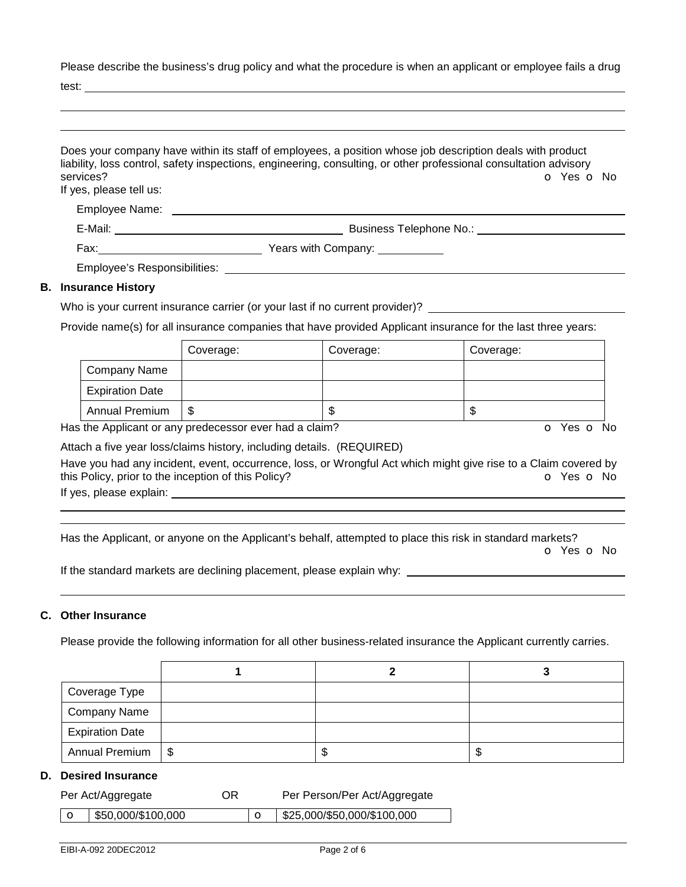Please describe the business's drug policy and what the procedure is when an applicant or employee fails a drug test: ______________________________________________

______________________________________________

______________________________________________

Does your company have within its staff of employees, a position whose job description deals with product liability, loss control, safety inspections, engineering, consulting, or other professional consultation advisory services? o Yes o No

If yes, please tell us:

Employee Name: ______________________________________________

E-Mail: ____________________ Business Telephone No.: ____________________

Fax: ____________________ Years with Company: __________

Employee's Responsibilities: ______________________________________________

## B. Insurance History

Who is your current insurance carrier (or your last if no current provider)? ____________________

Provide name(s) for all insurance companies that have provided Applicant insurance for the last three years:

| | Coverage: | Coverage: | Coverage: |
|---|---|---|---|
| Company Name | | | |
| Expiration Date | | | |
| Annual Premium | $ | $ | $ |

Has the Applicant or any predecessor ever had a claim? o Yes o No

Attach a five year loss/claims history, including details. (REQUIRED)

Have you had any incident, event, occurrence, loss, or Wrongful Act which might give rise to a Claim covered by this Policy, prior to the inception of this Policy? o Yes o No

If yes, please explain: ______________________________________________

______________________________________________

______________________________________________

Has the Applicant, or anyone on the Applicant's behalf, attempted to place this risk in standard markets? o Yes o No

If the standard markets are declining placement, please explain why: ____________________

______________________________________________

## C. Other Insurance

Please provide the following information for all other business-related insurance the Applicant currently carries.

| | 1 | 2 | 3 |
|---|---|---|---|
| Coverage Type | | | |
| Company Name | | | |
| Expiration Date | | | |
| Annual Premium | $ | $ | $ |

## D. Desired Insurance

| Per Act/Aggregate | | OR | Per Person/Per Act/Aggregate |
|---|---|---|---|
| o | $50,000/$100,000 | o | $25,000/$50,000/$100,000 |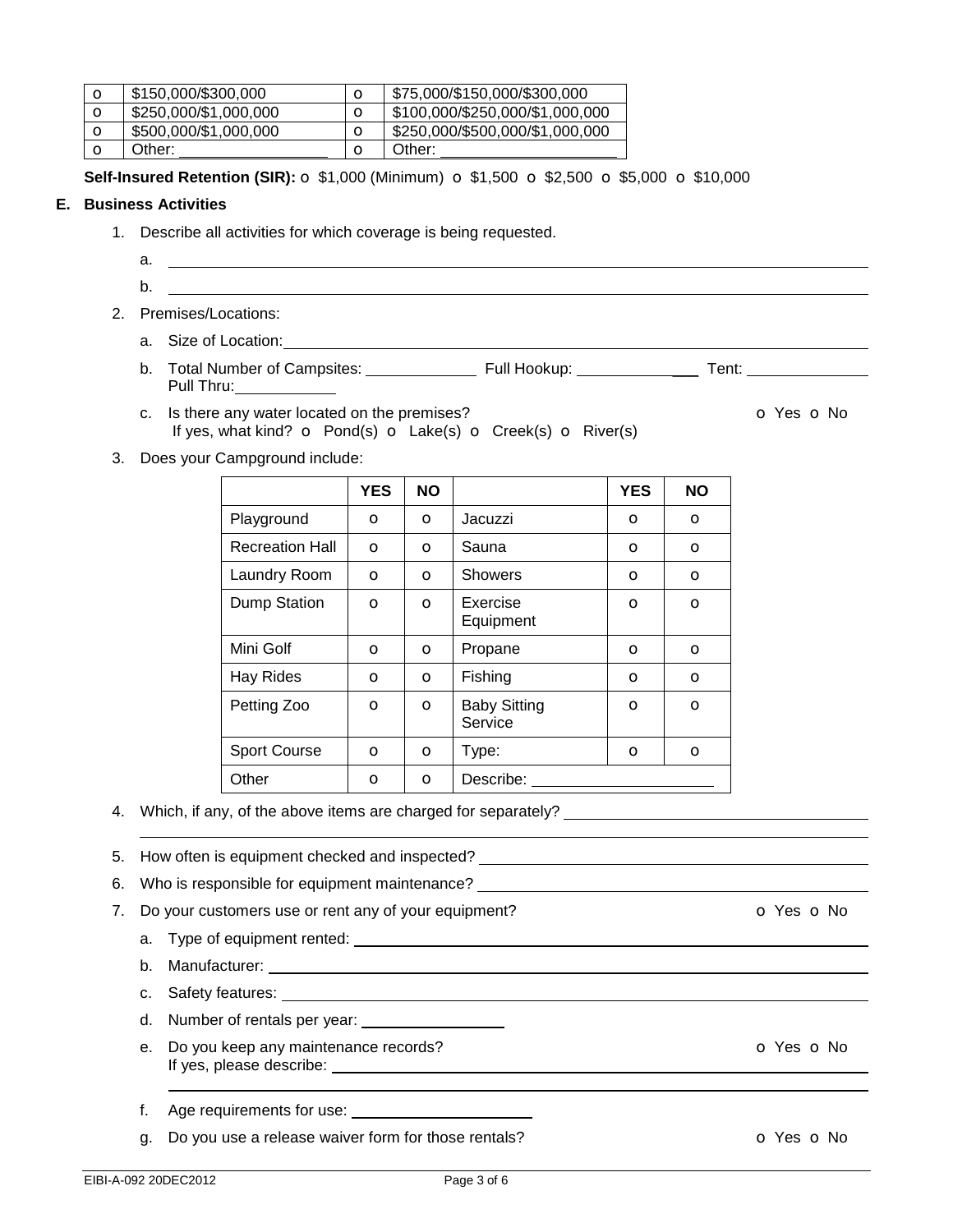| o | $150,000/$300,000 | o | $75,000/$150,000/$300,000 |
|---|---|---|---|
| o | $250,000/$1,000,000 | o | $100,000/$250,000/$1,000,000 |
| o | $500,000/$1,000,000 | o | $250,000/$500,000/$1,000,000 |
| o | Other: _______________ | o | Other: __________________ |

**Self-Insured Retention (SIR):** o $1,000 (Minimum) o $1,500 o $2,500 o $5,000 o $10,000

## E. Business Activities

1. Describe all activities for which coverage is being requested.
   a. ______________________________________________________________________
   b. ______________________________________________________________________
2. Premises/Locations:
   a. Size of Location: ______________________________________________________
   b. Total Number of Campsites: ____________ Full Hookup: ____________ Tent: ____________ Pull Thru: ____________
   c. Is there any water located on the premises? o Yes o No
      If yes, what kind? o Pond(s) o Lake(s) o Creek(s) o River(s)
3. Does your Campground include:

| | YES | NO | | YES | NO |
|---|---|---|---|---|---|
| Playground | o | o | Jacuzzi | o | o |
| Recreation Hall | o | o | Sauna | o | o |
| Laundry Room | o | o | Showers | o | o |
| Dump Station | o | o | Exercise Equipment | o | o |
| Mini Golf | o | o | Propane | o | o |
| Hay Rides | o | o | Fishing | o | o |
| Petting Zoo | o | o | Baby Sitting Service | o | o |
| Sport Course | o | o | Type: | o | o |
| Other | o | o | Describe: __________________ | | |

4. Which, if any, of the above items are charged for separately? ______________________________
   ______________________________________________________________________
5. How often is equipment checked and inspected? ______________________________
6. Who is responsible for equipment maintenance? ______________________________
7. Do your customers use or rent any of your equipment? o Yes o No
   a. Type of equipment rented: ______________________________________________
   b. Manufacturer: ______________________________________________________
   c. Safety features: _____________________________________________________
   d. Number of rentals per year: ______________
   e. Do you keep any maintenance records? o Yes o No
      If yes, please describe: _________________________________________________
      ______________________________________________________________________
   f. Age requirements for use: __________________
   g. Do you use a release waiver form for those rentals? o Yes o No

EIBI-A-092 20DEC2012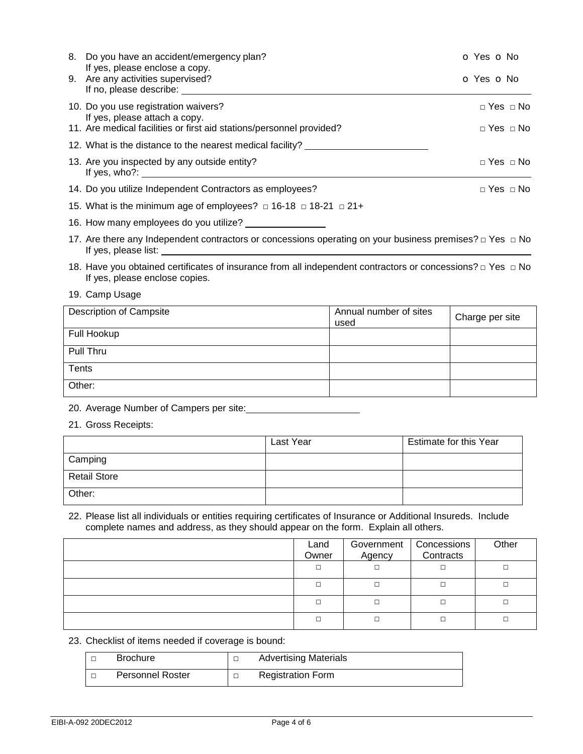8. Do you have an accident/emergency plan? o Yes o No
   If yes, please enclose a copy.
9. Are any activities supervised? o Yes o No
   If no, please describe: ____________________

10. Do you use registration waivers? □ Yes □ No
    If yes, please attach a copy.
11. Are medical facilities or first aid stations/personnel provided? □ Yes □ No
12. What is the distance to the nearest medical facility? ____________________
13. Are you inspected by any outside entity? □ Yes □ No
    If yes, who?: ____________________
14. Do you utilize Independent Contractors as employees? □ Yes □ No
15. What is the minimum age of employees? □ 16-18 □ 18-21 □ 21+
16. How many employees do you utilize? ____________________
17. Are there any Independent contractors or concessions operating on your business premises? □ Yes □ No
    If yes, please list: ____________________
18. Have you obtained certificates of insurance from all independent contractors or concessions? □ Yes □ No
    If yes, please enclose copies.
19. Camp Usage

| Description of Campsite | Annual number of sites used | Charge per site |
|---|---|---|
| Full Hookup | | |
| Pull Thru | | |
| Tents | | |
| Other: | | |

20. Average Number of Campers per site: ____________________
21. Gross Receipts:

| | Last Year | Estimate for this Year |
|---|---|---|
| Camping | | |
| Retail Store | | |
| Other: | | |

22. Please list all individuals or entities requiring certificates of Insurance or Additional Insureds. Include complete names and address, as they should appear on the form. Explain all others.

| | Land Owner | Government Agency | Concessions Contracts | Other |
|---|---|---|---|---|
| | □ | □ | □ | □ |
| | □ | □ | □ | □ |
| | □ | □ | □ | □ |
| | □ | □ | □ | □ |

23. Checklist of items needed if coverage is bound:

| □ | Brochure | □ | Advertising Materials |
|---|---|---|---|
| □ | Personnel Roster | □ | Registration Form |

EIBI-A-092 20DEC2012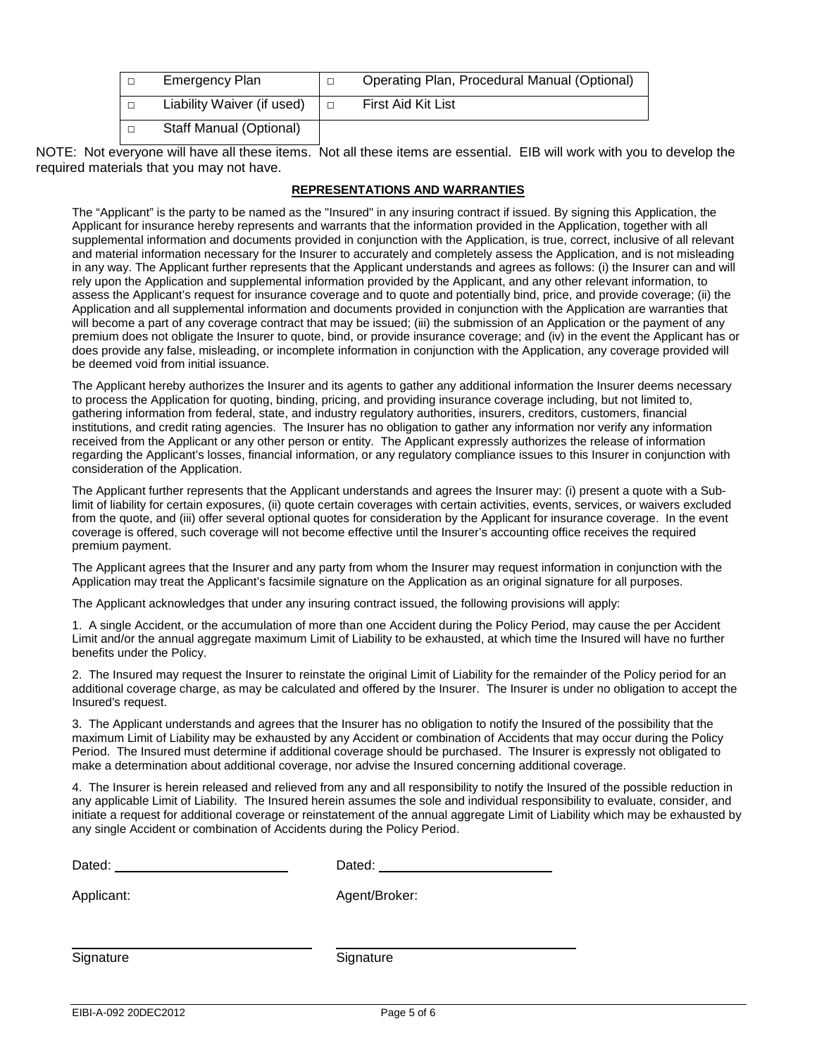| □ | Emergency Plan | □ | Operating Plan, Procedural Manual (Optional) |
|---|---|---|---|
| □ | Liability Waiver (if used) | □ | First Aid Kit List |
| □ | Staff Manual (Optional) | | |

NOTE: Not everyone will have all these items. Not all these items are essential. EIB will work with you to develop the required materials that you may not have.

**REPRESENTATIONS AND WARRANTIES**

The "Applicant" is the party to be named as the "Insured" in any insuring contract if issued. By signing this Application, the Applicant for insurance hereby represents and warrants that the information provided in the Application, together with all supplemental information and documents provided in conjunction with the Application, is true, correct, inclusive of all relevant and material information necessary for the Insurer to accurately and completely assess the Application, and is not misleading in any way. The Applicant further represents that the Applicant understands and agrees as follows: (i) the Insurer can and will rely upon the Application and supplemental information provided by the Applicant, and any other relevant information, to assess the Applicant's request for insurance coverage and to quote and potentially bind, price, and provide coverage; (ii) the Application and all supplemental information and documents provided in conjunction with the Application are warranties that will become a part of any coverage contract that may be issued; (iii) the submission of an Application or the payment of any premium does not obligate the Insurer to quote, bind, or provide insurance coverage; and (iv) in the event the Applicant has or does provide any false, misleading, or incomplete information in conjunction with the Application, any coverage provided will be deemed void from initial issuance.

The Applicant hereby authorizes the Insurer and its agents to gather any additional information the Insurer deems necessary to process the Application for quoting, binding, pricing, and providing insurance coverage including, but not limited to, gathering information from federal, state, and industry regulatory authorities, insurers, creditors, customers, financial institutions, and credit rating agencies. The Insurer has no obligation to gather any information nor verify any information received from the Applicant or any other person or entity. The Applicant expressly authorizes the release of information regarding the Applicant's losses, financial information, or any regulatory compliance issues to this Insurer in conjunction with consideration of the Application.

The Applicant further represents that the Applicant understands and agrees the Insurer may: (i) present a quote with a Sub-limit of liability for certain exposures, (ii) quote certain coverages with certain activities, events, services, or waivers excluded from the quote, and (iii) offer several optional quotes for consideration by the Applicant for insurance coverage. In the event coverage is offered, such coverage will not become effective until the Insurer's accounting office receives the required premium payment.

The Applicant agrees that the Insurer and any party from whom the Insurer may request information in conjunction with the Application may treat the Applicant's facsimile signature on the Application as an original signature for all purposes.

The Applicant acknowledges that under any insuring contract issued, the following provisions will apply:

1. A single Accident, or the accumulation of more than one Accident during the Policy Period, may cause the per Accident Limit and/or the annual aggregate maximum Limit of Liability to be exhausted, at which time the Insured will have no further benefits under the Policy.

2. The Insured may request the Insurer to reinstate the original Limit of Liability for the remainder of the Policy period for an additional coverage charge, as may be calculated and offered by the Insurer. The Insurer is under no obligation to accept the Insured's request.

3. The Applicant understands and agrees that the Insurer has no obligation to notify the Insured of the possibility that the maximum Limit of Liability may be exhausted by any Accident or combination of Accidents that may occur during the Policy Period. The Insured must determine if additional coverage should be purchased. The Insurer is expressly not obligated to make a determination about additional coverage, nor advise the Insured concerning additional coverage.

4. The Insurer is herein released and relieved from any and all responsibility to notify the Insured of the possible reduction in any applicable Limit of Liability. The Insured herein assumes the sole and individual responsibility to evaluate, consider, and initiate a request for additional coverage or reinstatement of the annual aggregate Limit of Liability which may be exhausted by any single Accident or combination of Accidents during the Policy Period.

Dated: ______________________ Dated: ______________________

Applicant: Agent/Broker:

______________________________ ______________________________

Signature Signature

EIBI-A-092 20DEC2012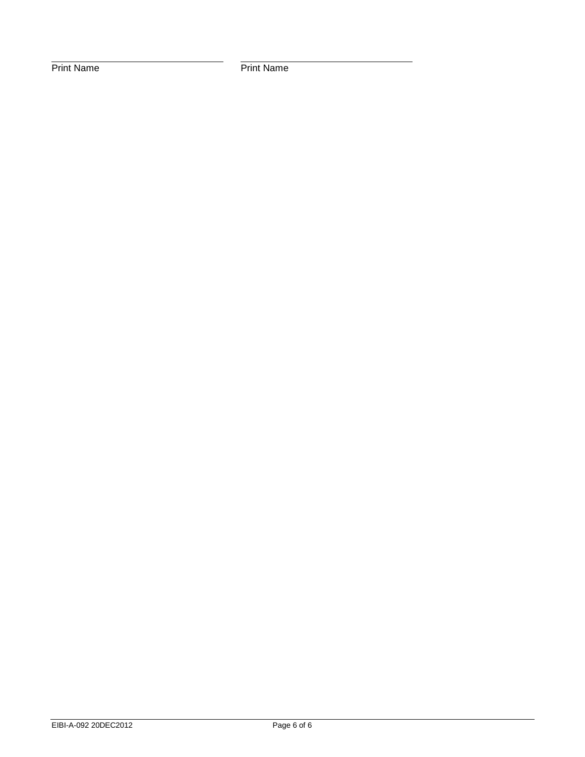\_\_\_\_\_\_\_\_\_\_\_\_\_\_\_\_\_\_\_\_\_\_\_\_\_\_\_\_\_\_ \_\_\_\_\_\_\_\_\_\_\_\_\_\_\_\_\_\_\_\_\_\_\_\_\_\_\_\_\_\_

Print Name Print Name